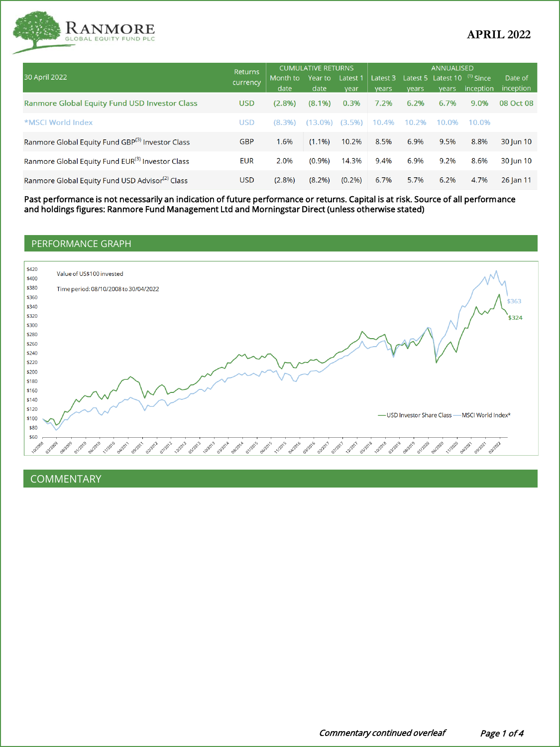# RANMORE GLOBAL EQUITY FUND PLC

**APRIL 2022**

| 30 April 2022 | Returns currency | CUMULATIVE RETURNS | | | ANNUALISED | | | | |
|---|---|---|---|---|---|---|---|---|---|
| | | Month to date | Year to date | Latest 1 year | Latest 3 years | Latest 5 years | Latest 10 years | (1) Since inception | Date of inception |
| Ranmore Global Equity Fund USD Investor Class | USD | (2.8%) | (8.1%) | 0.3% | 7.2% | 6.2% | 6.7% | 9.0% | 08 Oct 08 |
| *MSCI World Index | USD | (8.3%) | (13.0%) | (3.5%) | 10.4% | 10.2% | 10.0% | 10.0% | |
| Ranmore Global Equity Fund GBP(3) Investor Class | GBP | 1.6% | (1.1%) | 10.2% | 8.5% | 6.9% | 9.5% | 8.8% | 30 Jun 10 |
| Ranmore Global Equity Fund EUR(3) Investor Class | EUR | 2.0% | (0.9%) | 14.3% | 9.4% | 6.9% | 9.2% | 8.6% | 30 Jun 10 |
| Ranmore Global Equity Fund USD Advisor(2) Class | USD | (2.8%) | (8.2%) | (0.2%) | 6.7% | 5.7% | 6.2% | 4.7% | 26 Jan 11 |

**Past performance is not necessarily an indication of future performance or returns. Capital is at risk. Source of all performance and holdings figures: Ranmore Fund Management Ltd and Morningstar Direct (unless otherwise stated)**

## PERFORMANCE GRAPH

Value of US$100 invested

Time period: 08/10/2008 to 30/04/2022

USD Investor Share Class: $324 — MSCI World Index*: $363

## COMMENTARY

*Commentary continued overleaf*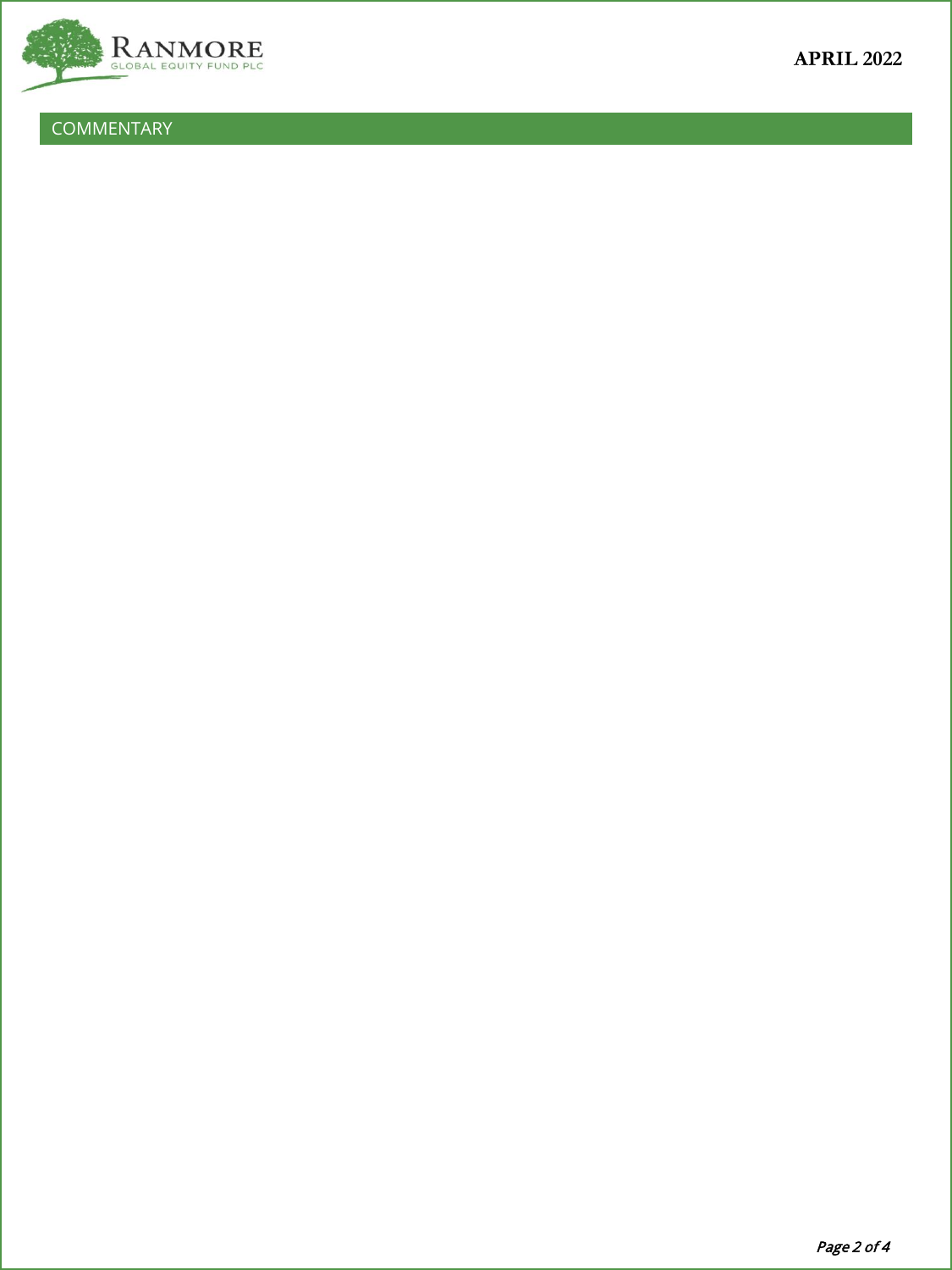## COMMENTARY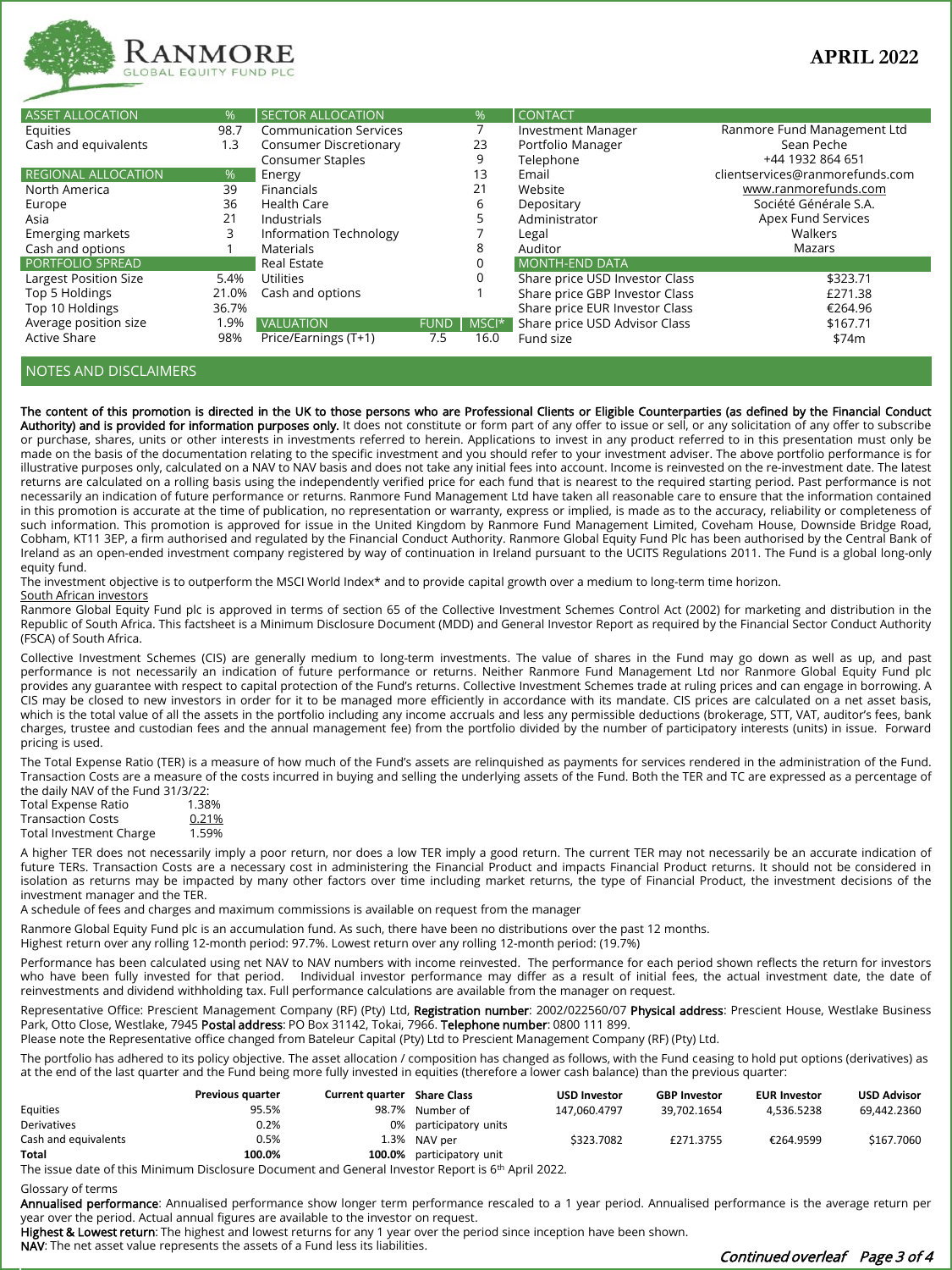# RANMORE GLOBAL EQUITY FUND PLC

**APRIL 2022**

| ASSET ALLOCATION | % |
|---|---|
| Equities | 98.7 |
| Cash and equivalents | 1.3 |

| REGIONAL ALLOCATION | % |
|---|---|
| North America | 39 |
| Europe | 36 |
| Asia | 21 |
| Emerging markets | 3 |
| Cash and options | 1 |

| PORTFOLIO SPREAD | |
|---|---|
| Largest Position Size | 5.4% |
| Top 5 Holdings | 21.0% |
| Top 10 Holdings | 36.7% |
| Average position size | 1.9% |
| Active Share | 98% |

| SECTOR ALLOCATION | % |
|---|---|
| Communication Services | 7 |
| Consumer Discretionary | 23 |
| Consumer Staples | 9 |
| Energy | 13 |
| Financials | 21 |
| Health Care | 6 |
| Industrials | 5 |
| Information Technology | 7 |
| Materials | 8 |
| Real Estate | 0 |
| Utilities | 0 |
| Cash and options | 1 |

| VALUATION | FUND | MSCI* |
|---|---|---|
| Price/Earnings (T+1) | 7.5 | 16.0 |

| CONTACT | |
|---|---|
| Investment Manager | Ranmore Fund Management Ltd |
| Portfolio Manager | Sean Peche |
| Telephone | +44 1932 864 651 |
| Email | clientservices@ranmorefunds.com |
| Website | www.ranmorefunds.com |
| Depositary | Société Générale S.A. |
| Administrator | Apex Fund Services |
| Legal | Walkers |
| Auditor | Mazars |

| MONTH-END DATA | |
|---|---|
| Share price USD Investor Class | $323.71 |
| Share price GBP Investor Class | £271.38 |
| Share price EUR Investor Class | €264.96 |
| Share price USD Advisor Class | $167.71 |
| Fund size | $74m |

## NOTES AND DISCLAIMERS

**The content of this promotion is directed in the UK to those persons who are Professional Clients or Eligible Counterparties (as defined by the Financial Conduct Authority) and is provided for information purposes only.** It does not constitute or form part of any offer to issue or sell, or any solicitation of any offer to subscribe or purchase, shares, units or other interests in investments referred to herein. Applications to invest in any product referred to in this presentation must only be made on the basis of the documentation relating to the specific investment and you should refer to your investment adviser. The above portfolio performance is for illustrative purposes only, calculated on a NAV to NAV basis and does not take any initial fees into account. Income is reinvested on the re-investment date. The latest returns are calculated on a rolling basis using the independently verified price for each fund that is nearest to the required starting period. Past performance is not necessarily an indication of future performance or returns. Ranmore Fund Management Ltd have taken all reasonable care to ensure that the information contained in this promotion is accurate at the time of publication, no representation or warranty, express or implied, is made as to the accuracy, reliability or completeness of such information. This promotion is approved for issue in the United Kingdom by Ranmore Fund Management Limited, Coveham House, Downside Bridge Road, Cobham, KT11 3EP, a firm authorised and regulated by the Financial Conduct Authority. Ranmore Global Equity Fund Plc has been authorised by the Central Bank of Ireland as an open-ended investment company registered by way of continuation in Ireland pursuant to the UCITS Regulations 2011. The Fund is a global long-only equity fund.

The investment objective is to outperform the MSCI World Index* and to provide capital growth over a medium to long-term time horizon.

South African investors

Ranmore Global Equity Fund plc is approved in terms of section 65 of the Collective Investment Schemes Control Act (2002) for marketing and distribution in the Republic of South Africa. This factsheet is a Minimum Disclosure Document (MDD) and General Investor Report as required by the Financial Sector Conduct Authority (FSCA) of South Africa.

Collective Investment Schemes (CIS) are generally medium to long-term investments. The value of shares in the Fund may go down as well as up, and past performance is not necessarily an indication of future performance or returns. Neither Ranmore Fund Management Ltd nor Ranmore Global Equity Fund plc provides any guarantee with respect to capital protection of the Fund's returns. Collective Investment Schemes trade at ruling prices and can engage in borrowing. A CIS may be closed to new investors in order for it to be managed more efficiently in accordance with its mandate. CIS prices are calculated on a net asset basis, which is the total value of all the assets in the portfolio including any income accruals and less any permissible deductions (brokerage, STT, VAT, auditor's fees, bank charges, trustee and custodian fees and the annual management fee) from the portfolio divided by the number of participatory interests (units) in issue. Forward pricing is used.

The Total Expense Ratio (TER) is a measure of how much of the Fund's assets are relinquished as payments for services rendered in the administration of the Fund. Transaction Costs are a measure of the costs incurred in buying and selling the underlying assets of the Fund. Both the TER and TC are expressed as a percentage of the daily NAV of the Fund 31/3/22:

| | |
|---|---|
| Total Expense Ratio | 1.38% |
| Transaction Costs | 0.21% |
| Total Investment Charge | 1.59% |

A higher TER does not necessarily imply a poor return, nor does a low TER imply a good return. The current TER may not necessarily be an accurate indication of future TERs. Transaction Costs are a necessary cost in administering the Financial Product and impacts Financial Product returns. It should not be considered in isolation as returns may be impacted by many other factors over time including market returns, the type of Financial Product, the investment decisions of the investment manager and the TER.

A schedule of fees and charges and maximum commissions is available on request from the manager

Ranmore Global Equity Fund plc is an accumulation fund. As such, there have been no distributions over the past 12 months.
Highest return over any rolling 12-month period: 97.7%. Lowest return over any rolling 12-month period: (19.7%)

Performance has been calculated using net NAV to NAV numbers with income reinvested. The performance for each period shown reflects the return for investors who have been fully invested for that period. Individual investor performance may differ as a result of initial fees, the actual investment date, the date of reinvestments and dividend withholding tax. Full performance calculations are available from the manager on request.

Representative Office: Prescient Management Company (RF) (Pty) Ltd, **Registration number**: 2002/022560/07 **Physical address**: Prescient House, Westlake Business Park, Otto Close, Westlake, 7945 **Postal address**: PO Box 31142, Tokai, 7966. **Telephone number**: 0800 111 899.
Please note the Representative office changed from Bateleur Capital (Pty) Ltd to Prescient Management Company (RF) (Pty) Ltd.

The portfolio has adhered to its policy objective. The asset allocation / composition has changed as follows, with the Fund ceasing to hold put options (derivatives) as at the end of the last quarter and the Fund being more fully invested in equities (therefore a lower cash balance) than the previous quarter:

| | **Previous quarter** | **Current quarter** |
|---|---|---|
| Equities | 95.5% | 98.7% |
| Derivatives | 0.2% | 0% |
| Cash and equivalents | 0.5% | 1.3% |
| **Total** | **100.0%** | **100.0%** |

| **Share Class** | **USD Investor** | **GBP Investor** | **EUR Investor** | **USD Advisor** |
|---|---|---|---|---|
| Number of participatory units | 147,060.4797 | 39,702.1654 | 4,536.5238 | 69,442.2360 |
| NAV per participatory unit | $323.7082 | £271.3755 | €264.9599 | $167.7060 |

The issue date of this Minimum Disclosure Document and General Investor Report is 6th April 2022.

Glossary of terms

**Annualised performance**: Annualised performance show longer term performance rescaled to a 1 year period. Annualised performance is the average return per year over the period. Actual annual figures are available to the investor on request.
**Highest & Lowest return**: The highest and lowest returns for any 1 year over the period since inception have been shown.
**NAV**: The net asset value represents the assets of a Fund less its liabilities.

*Continued overleaf*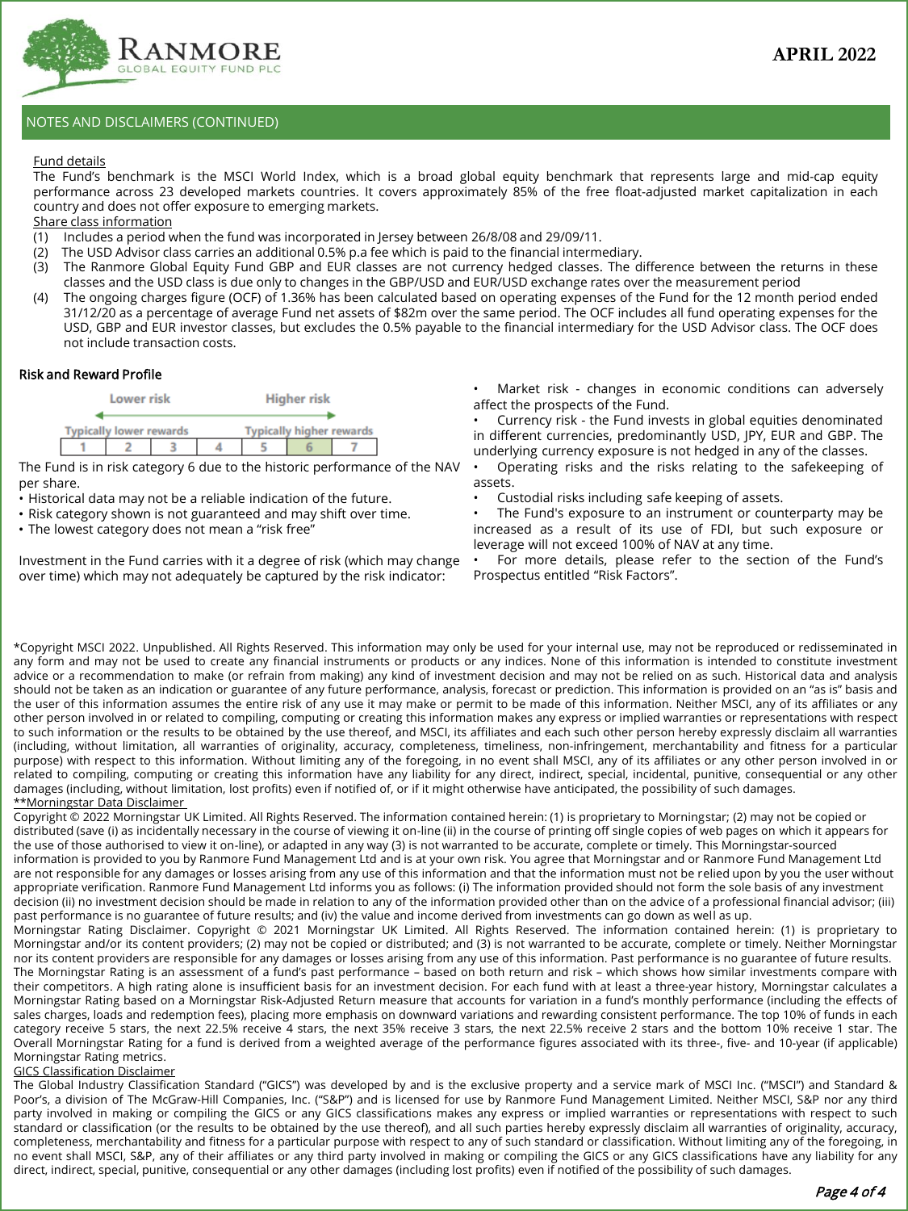## NOTES AND DISCLAIMERS (CONTINUED)

Fund details

The Fund's benchmark is the MSCI World Index, which is a broad global equity benchmark that represents large and mid-cap equity performance across 23 developed markets countries. It covers approximately 85% of the free float-adjusted market capitalization in each country and does not offer exposure to emerging markets.

Share class information

(1) Includes a period when the fund was incorporated in Jersey between 26/8/08 and 29/09/11.
(2) The USD Advisor class carries an additional 0.5% p.a fee which is paid to the financial intermediary.
(3) The Ranmore Global Equity Fund GBP and EUR classes are not currency hedged classes. The difference between the returns in these classes and the USD class is due only to changes in the GBP/USD and EUR/USD exchange rates over the measurement period
(4) The ongoing charges figure (OCF) of 1.36% has been calculated based on operating expenses of the Fund for the 12 month period ended 31/12/20 as a percentage of average Fund net assets of $82m over the same period. The OCF includes all fund operating expenses for the USD, GBP and EUR investor classes, but excludes the 0.5% payable to the financial intermediary for the USD Advisor class. The OCF does not include transaction costs.

### Risk and Reward Profile

Lower risk — Higher risk

Typically lower rewards — Typically higher rewards

| | | | | | | |
|---|---|---|---|---|---|---|
| 1 | 2 | 3 | 4 | 5 | 6 | 7 |

The Fund is in risk category 6 due to the historic performance of the NAV per share.

- Historical data may not be a reliable indication of the future.
- Risk category shown is not guaranteed and may shift over time.
- The lowest category does not mean a "risk free"

Investment in the Fund carries with it a degree of risk (which may change over time) which may not adequately be captured by the risk indicator:

- Market risk - changes in economic conditions can adversely affect the prospects of the Fund.
- Currency risk - the Fund invests in global equities denominated in different currencies, predominantly USD, JPY, EUR and GBP. The underlying currency exposure is not hedged in any of the classes.
- Operating risks and the risks relating to the safekeeping of assets.
- Custodial risks including safe keeping of assets.
- The Fund's exposure to an instrument or counterparty may be increased as a result of its use of FDI, but such exposure or leverage will not exceed 100% of NAV at any time.
- For more details, please refer to the section of the Fund's Prospectus entitled "Risk Factors".

*Copyright MSCI 2022. Unpublished. All Rights Reserved. This information may only be used for your internal use, may not be reproduced or redisseminated in any form and may not be used to create any financial instruments or products or any indices. None of this information is intended to constitute investment advice or a recommendation to make (or refrain from making) any kind of investment decision and may not be relied on as such. Historical data and analysis should not be taken as an indication or guarantee of any future performance, analysis, forecast or prediction. This information is provided on an "as is" basis and the user of this information assumes the entire risk of any use it may make or permit to be made of this information. Neither MSCI, any of its affiliates or any other person involved in or related to compiling, computing or creating this information makes any express or implied warranties or representations with respect to such information or the results to be obtained by the use thereof, and MSCI, its affiliates and each such other person hereby expressly disclaim all warranties (including, without limitation, all warranties of originality, accuracy, completeness, timeliness, non-infringement, merchantability and fitness for a particular purpose) with respect to this information. Without limiting any of the foregoing, in no event shall MSCI, any of its affiliates or any other person involved in or related to compiling, computing or creating this information have any liability for any direct, indirect, special, incidental, punitive, consequential or any other damages (including, without limitation, lost profits) even if notified of, or if it might otherwise have anticipated, the possibility of such damages.

**Morningstar Data Disclaimer

Copyright © 2022 Morningstar UK Limited. All Rights Reserved. The information contained herein: (1) is proprietary to Morningstar; (2) may not be copied or distributed (save (i) as incidentally necessary in the course of viewing it on-line (ii) in the course of printing off single copies of web pages on which it appears for the use of those authorised to view it on-line), or adapted in any way (3) is not warranted to be accurate, complete or timely. This Morningstar-sourced information is provided to you by Ranmore Fund Management Ltd and is at your own risk. You agree that Morningstar and or Ranmore Fund Management Ltd are not responsible for any damages or losses arising from any use of this information and that the information must not be relied upon by you the user without appropriate verification. Ranmore Fund Management Ltd informs you as follows: (i) The information provided should not form the sole basis of any investment decision (ii) no investment decision should be made in relation to any of the information provided other than on the advice of a professional financial advisor; (iii) past performance is no guarantee of future results; and (iv) the value and income derived from investments can go down as well as up.

Morningstar Rating Disclaimer. Copyright © 2021 Morningstar UK Limited. All Rights Reserved. The information contained herein: (1) is proprietary to Morningstar and/or its content providers; (2) may not be copied or distributed; and (3) is not warranted to be accurate, complete or timely. Neither Morningstar nor its content providers are responsible for any damages or losses arising from any use of this information. Past performance is no guarantee of future results. The Morningstar Rating is an assessment of a fund's past performance – based on both return and risk – which shows how similar investments compare with their competitors. A high rating alone is insufficient basis for an investment decision. For each fund with at least a three-year history, Morningstar calculates a Morningstar Rating based on a Morningstar Risk-Adjusted Return measure that accounts for variation in a fund's monthly performance (including the effects of sales charges, loads and redemption fees), placing more emphasis on downward variations and rewarding consistent performance. The top 10% of funds in each category receive 5 stars, the next 22.5% receive 4 stars, the next 35% receive 3 stars, the next 22.5% receive 2 stars and the bottom 10% receive 1 star. The Overall Morningstar Rating for a fund is derived from a weighted average of the performance figures associated with its three-, five- and 10-year (if applicable) Morningstar Rating metrics.

GICS Classification Disclaimer

The Global Industry Classification Standard ("GICS") was developed by and is the exclusive property and a service mark of MSCI Inc. ("MSCI") and Standard & Poor's, a division of The McGraw-Hill Companies, Inc. ("S&P") and is licensed for use by Ranmore Fund Management Limited. Neither MSCI, S&P nor any third party involved in making or compiling the GICS or any GICS classifications makes any express or implied warranties or representations with respect to such standard or classification (or the results to be obtained by the use thereof), and all such parties hereby expressly disclaim all warranties of originality, accuracy, completeness, merchantability and fitness for a particular purpose with respect to any of such standard or classification. Without limiting any of the foregoing, in no event shall MSCI, S&P, any of their affiliates or any third party involved in making or compiling the GICS or any GICS classifications have any liability for any direct, indirect, special, punitive, consequential or any other damages (including lost profits) even if notified of the possibility of such damages.